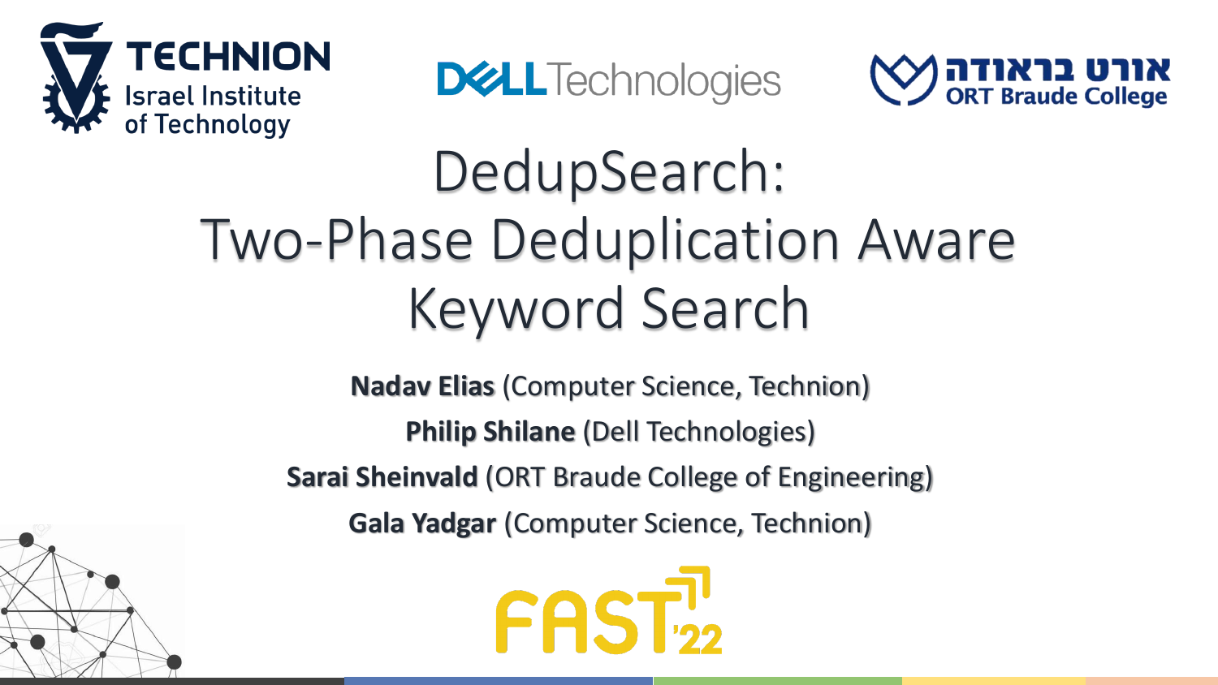# DedupSearch: Two-Phase Deduplication Aware Keyword Search

**Nadav Elias** (Computer Science, Technion)

**Philip Shilane** (Dell Technologies)

**Sarai Sheinvald** (ORT Braude College of Engineering)

**Gala Yadgar** (Computer Science, Technion)

FAST '22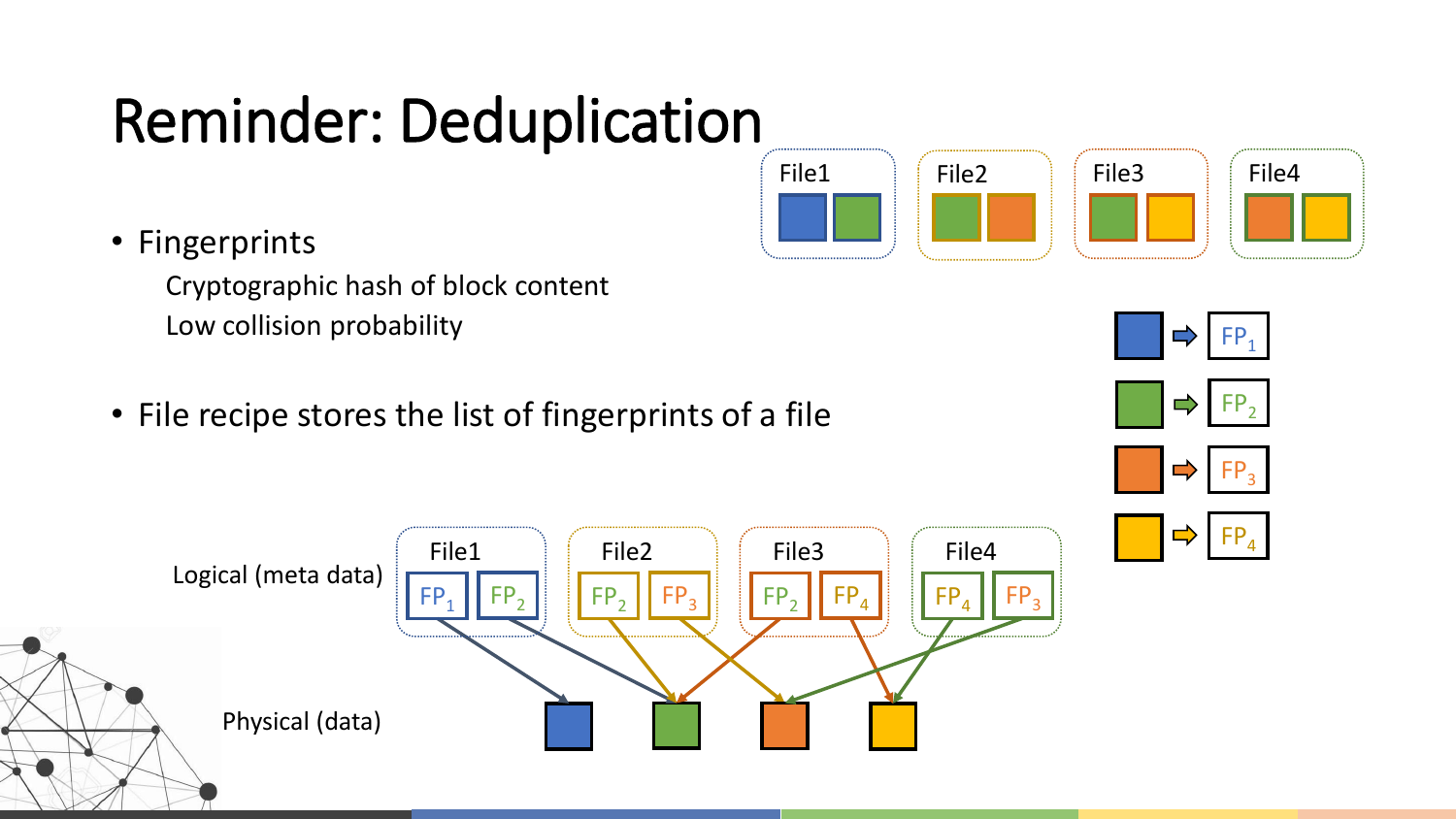# Reminder: Deduplication

- Fingerprints
  - Cryptographic hash of block content
  - Low collision probability
- File recipe stores the list of fingerprints of a file

File1 | File2 | File3 | File4

$FP_1$

$FP_2$

$FP_3$

$FP_4$

Logical (meta data)

File1: $FP_1$, $FP_2$

File2: $FP_2$, $FP_3$

File3: $FP_2$, $FP_4$

File4: $FP_4$, $FP_3$

Physical (data)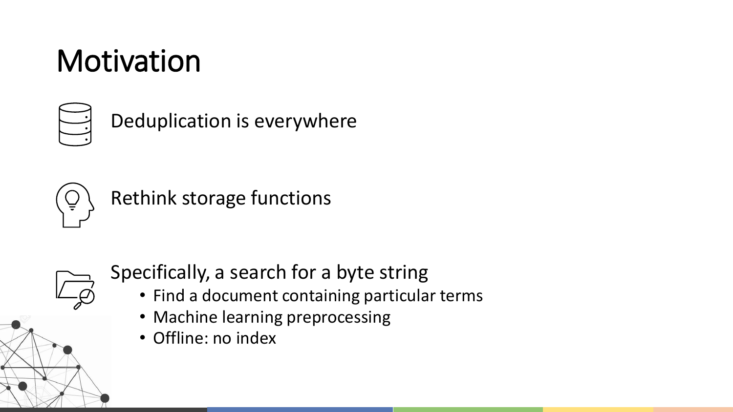# Motivation

Deduplication is everywhere

Rethink storage functions

Specifically, a search for a byte string

- Find a document containing particular terms
- Machine learning preprocessing
- Offline: no index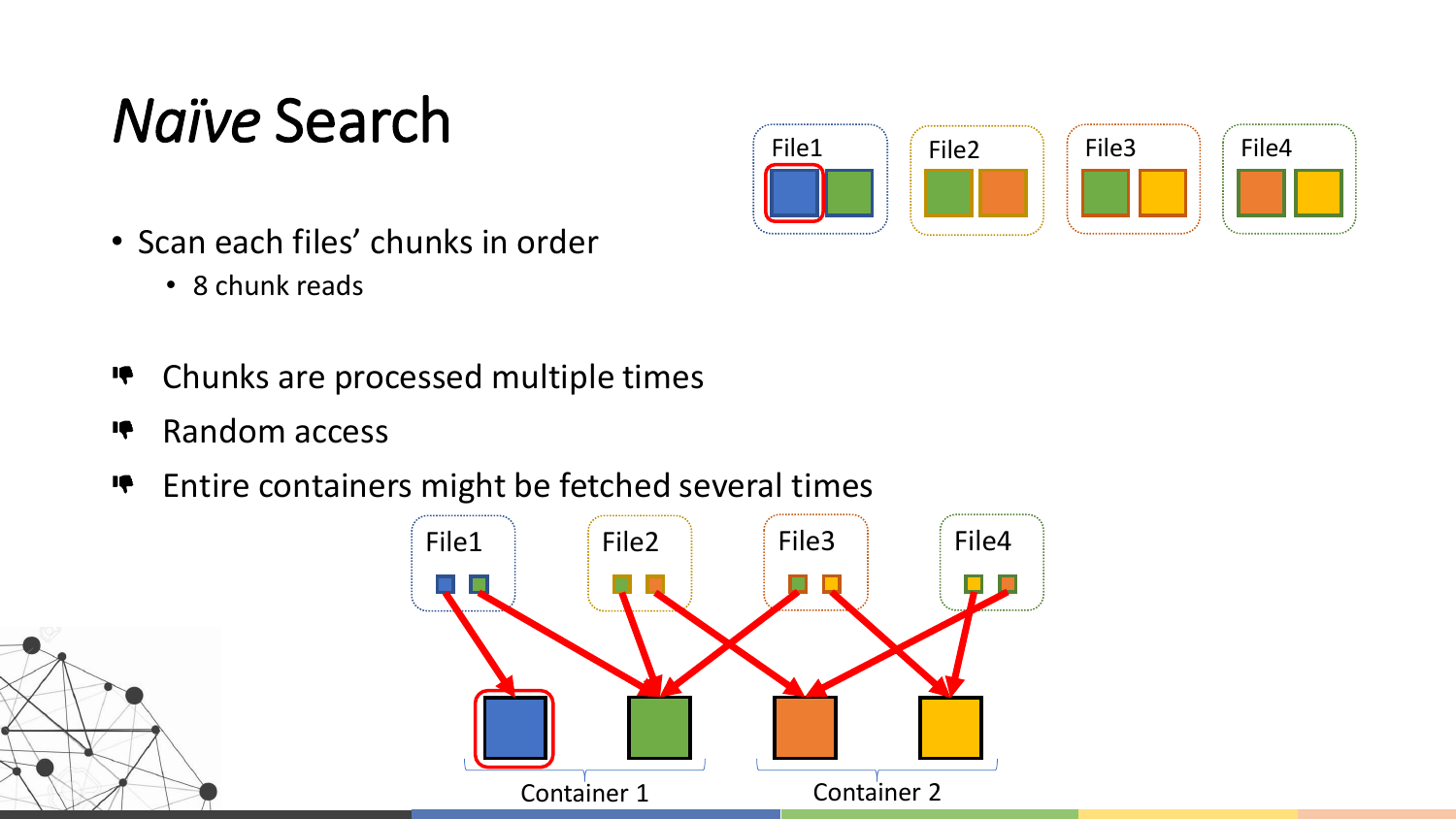# *Naïve* Search

- Scan each files' chunks in order
  - 8 chunk reads

- Chunks are processed multiple times
- Random access
- Entire containers might be fetched several times

File1 File2 File3 File4

Container 1 Container 2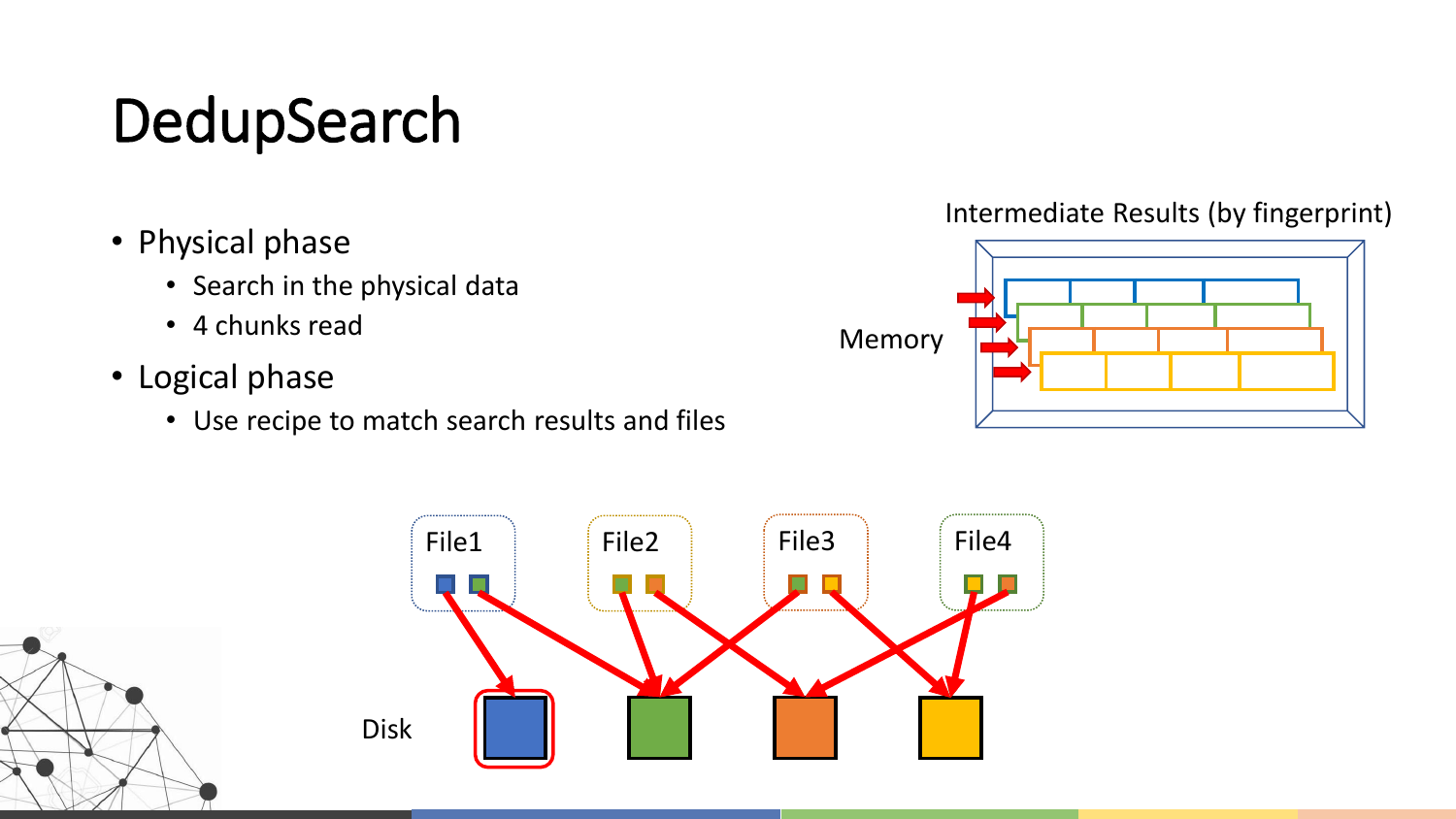# DedupSearch

- Physical phase
  - Search in the physical data
  - 4 chunks read
- Logical phase
  - Use recipe to match search results and files

Intermediate Results (by fingerprint)

Memory

File1

File2

File3

File4

Disk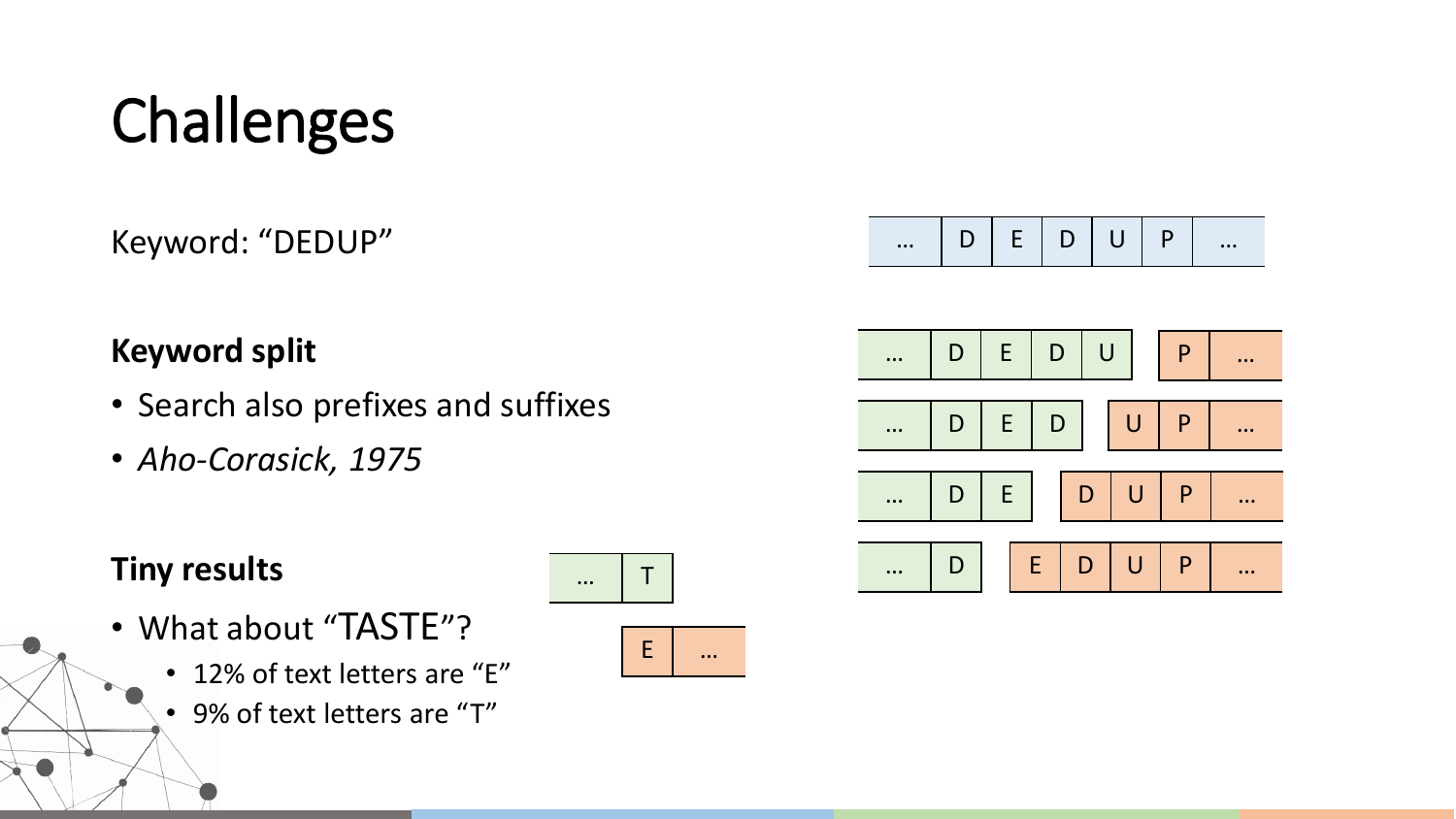# Challenges

Keyword: “DEDUP”

| … | D | E | D | U | P | … |
|---|---|---|---|---|---|---|

| … | D | E | D | U | | P | … |
|---|---|---|---|---|---|---|---|
| … | D | E | D | | U | P | … |
| … | D | E | | D | U | P | … |
| … | D | | E | D | U | P | … |

**Keyword split**

- Search also prefixes and suffixes
- *Aho-Corasick, 1975*

**Tiny results**

| … | T |
|---|---|

| E | … |
|---|---|

- What about “TASTE”?
  - 12% of text letters are “E”
  - 9% of text letters are “T”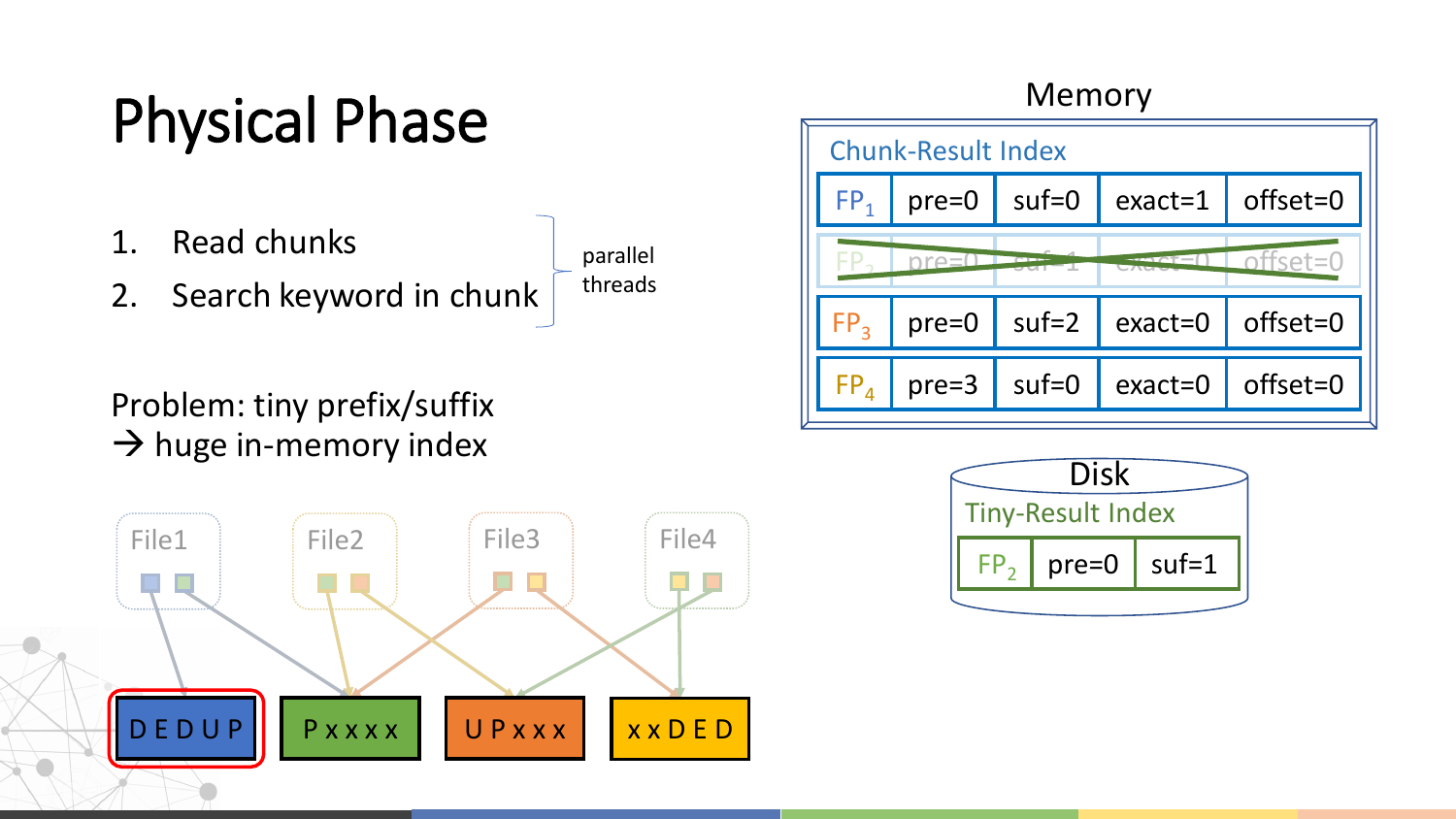# Physical Phase

1. Read chunks
2. Search keyword in chunk

parallel threads

Problem: tiny prefix/suffix
→ huge in-memory index

Memory

Chunk-Result Index

| | | | | |
|---|---|---|---|---|
| $FP_1$ | pre=0 | suf=0 | exact=1 | offset=0 |
| ~~$FP_2$~~ | ~~pre=0~~ | ~~suf=1~~ | ~~exact=0~~ | ~~offset=0~~ |
| $FP_3$ | pre=0 | suf=2 | exact=0 | offset=0 |
| $FP_4$ | pre=3 | suf=0 | exact=0 | offset=0 |

Disk

Tiny-Result Index

| | | |
|---|---|---|
| $FP_2$ | pre=0 | suf=1 |

File1 File2 File3 File4

D E D U P | P x x x x | U P x x x | x x D E D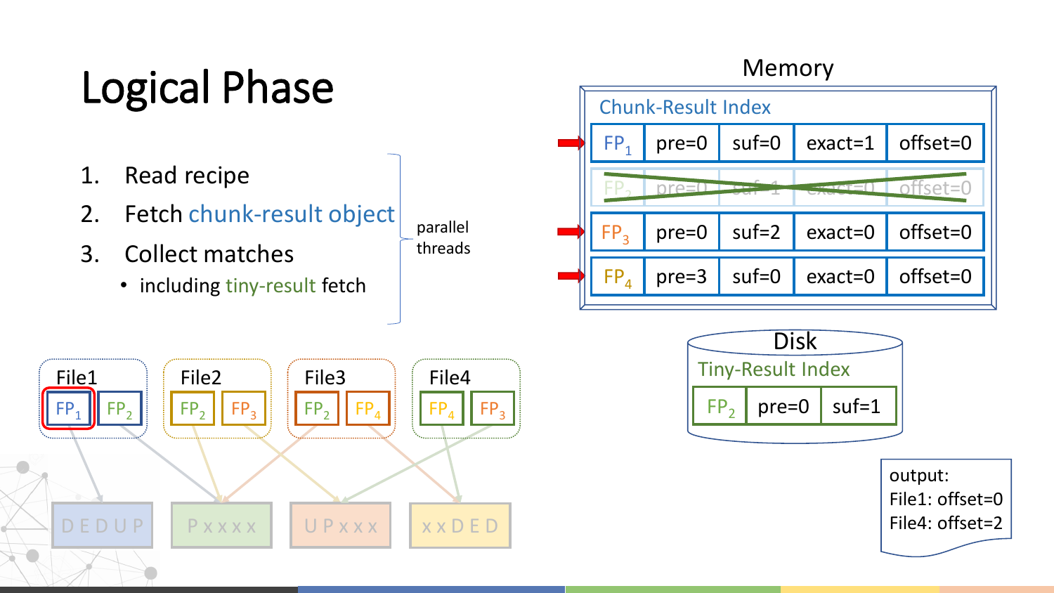# Logical Phase

1. Read recipe
2. Fetch chunk-result object
3. Collect matches
   - including tiny-result fetch

parallel threads

## Memory

**Chunk-Result Index**

| | | | | |
|---|---|---|---|---|
| $FP_1$ | pre=0 | suf=0 | exact=1 | offset=0 |
| ~~$FP_2$~~ | ~~pre=0~~ | ~~suf=1~~ | ~~exact=0~~ | ~~offset=0~~ |
| $FP_3$ | pre=0 | suf=2 | exact=0 | offset=0 |
| $FP_4$ | pre=3 | suf=0 | exact=0 | offset=0 |

## Disk

**Tiny-Result Index**

| | | |
|---|---|---|
| $FP_2$ | pre=0 | suf=1 |

File1: $FP_1$, $FP_2$

File2: $FP_2$, $FP_3$

File3: $FP_2$, $FP_4$

File4: $FP_4$, $FP_3$

DEDUP | Pxxxx | UPxxx | xxDED

output:
File1: offset=0
File4: offset=2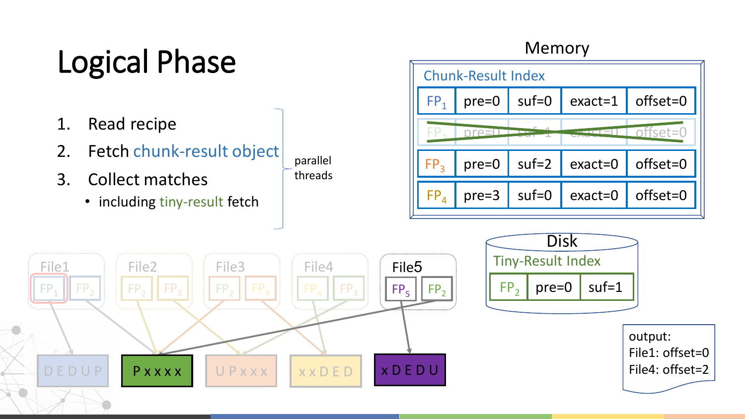# Logical Phase

1. Read recipe
2. Fetch chunk-result object
3. Collect matches
   - including tiny-result fetch

parallel threads

**Memory**

Chunk-Result Index

| | | | | |
|---|---|---|---|---|
| $FP_1$ | pre=0 | suf=0 | exact=1 | offset=0 |
| ~~$FP_2$~~ | ~~pre=0~~ | ~~suf=1~~ | ~~exact=0~~ | ~~offset=0~~ |
| $FP_3$ | pre=0 | suf=2 | exact=0 | offset=0 |
| $FP_4$ | pre=3 | suf=0 | exact=0 | offset=0 |

**Disk**

Tiny-Result Index

| | | |
|---|---|---|
| $FP_2$ | pre=0 | suf=1 |

File1: $FP_1$ $FP_2$

File2: $FP_2$ $FP_3$

File3: $FP_2$ $FP_4$

File4: $FP_4$ $FP_3$

File5: $FP_5$ $FP_2$

D E D U P

P x x x x

U P x x x

x x D E D

x D E D U

output:
File1: offset=0
File4: offset=2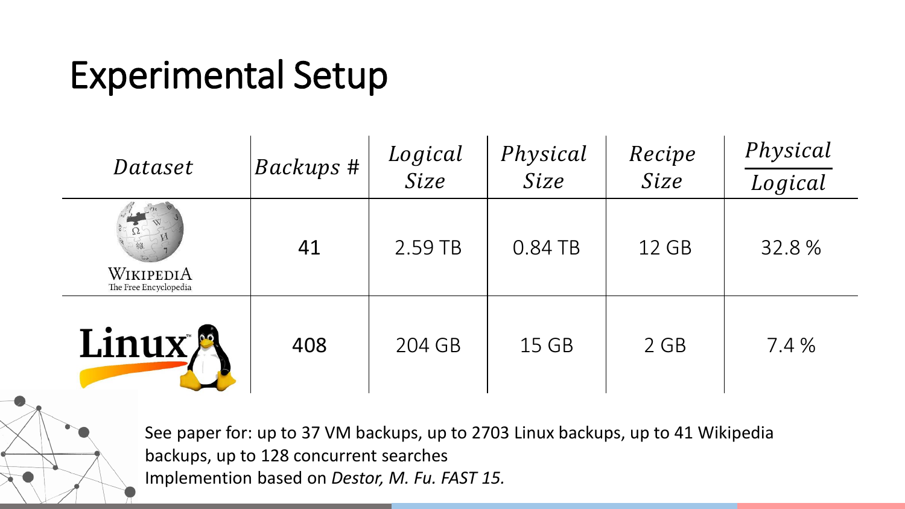# Experimental Setup

| *Dataset* | *Backups #* | *Logical Size* | *Physical Size* | *Recipe Size* | $\frac{Physical}{Logical}$ |
|---|---|---|---|---|---|
| Wikipedia (The Free Encyclopedia) | 41 | 2.59 TB | 0.84 TB | 12 GB | 32.8 % |
| Linux | 408 | 204 GB | 15 GB | 2 GB | 7.4 % |

See paper for: up to 37 VM backups, up to 2703 Linux backups, up to 41 Wikipedia backups, up to 128 concurrent searches

Implemention based on *Destor, M. Fu. FAST 15.*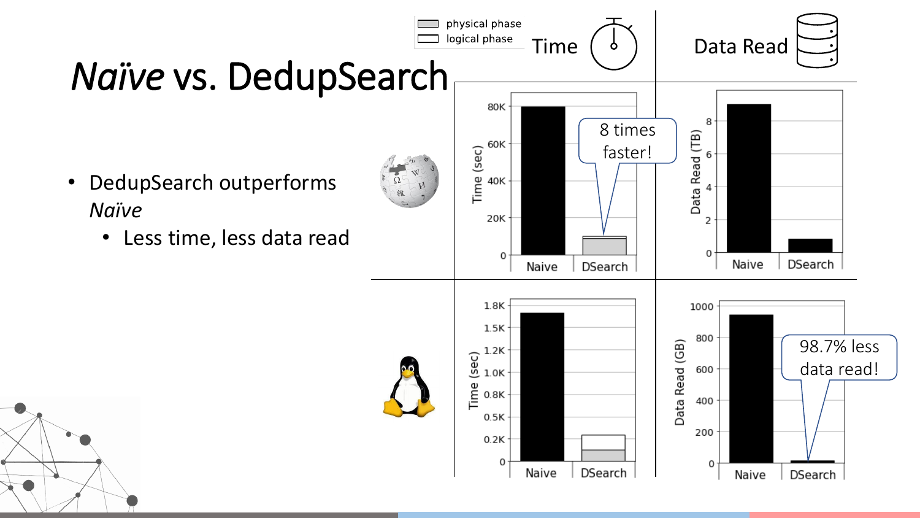# *Naïve* vs. DedupSearch

- DedupSearch outperforms *Naïve*
  - Less time, less data read

physical phase
logical phase

Time

Data Read

8 times faster!

98.7% less data read!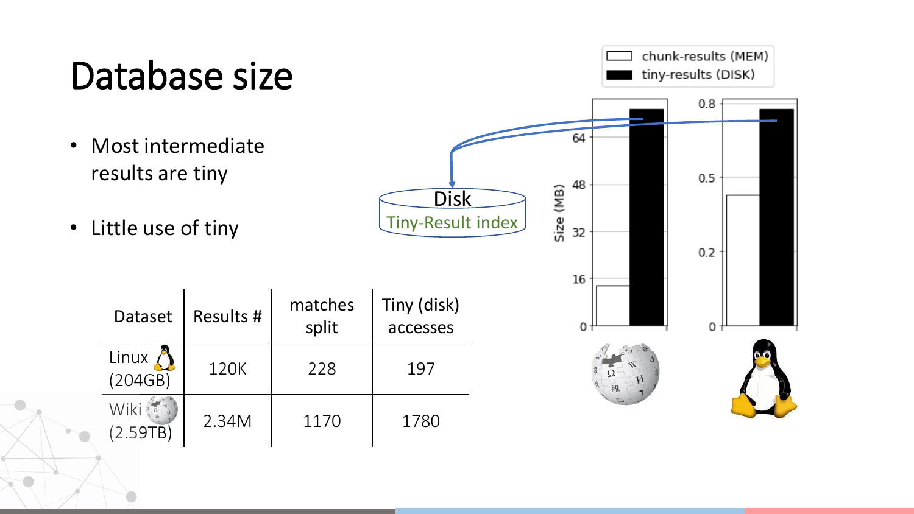# Database size

- Most intermediate results are tiny
- Little use of tiny

| Dataset | Results # | matches split | Tiny (disk) accesses |
|---|---|---|---|
| Linux (204GB) | 120K | 228 | 197 |
| Wiki (2.59TB) | 2.34M | 1170 | 1780 |

Disk

Tiny-Result index

chunk-results (MEM)

tiny-results (DISK)

Size (MB)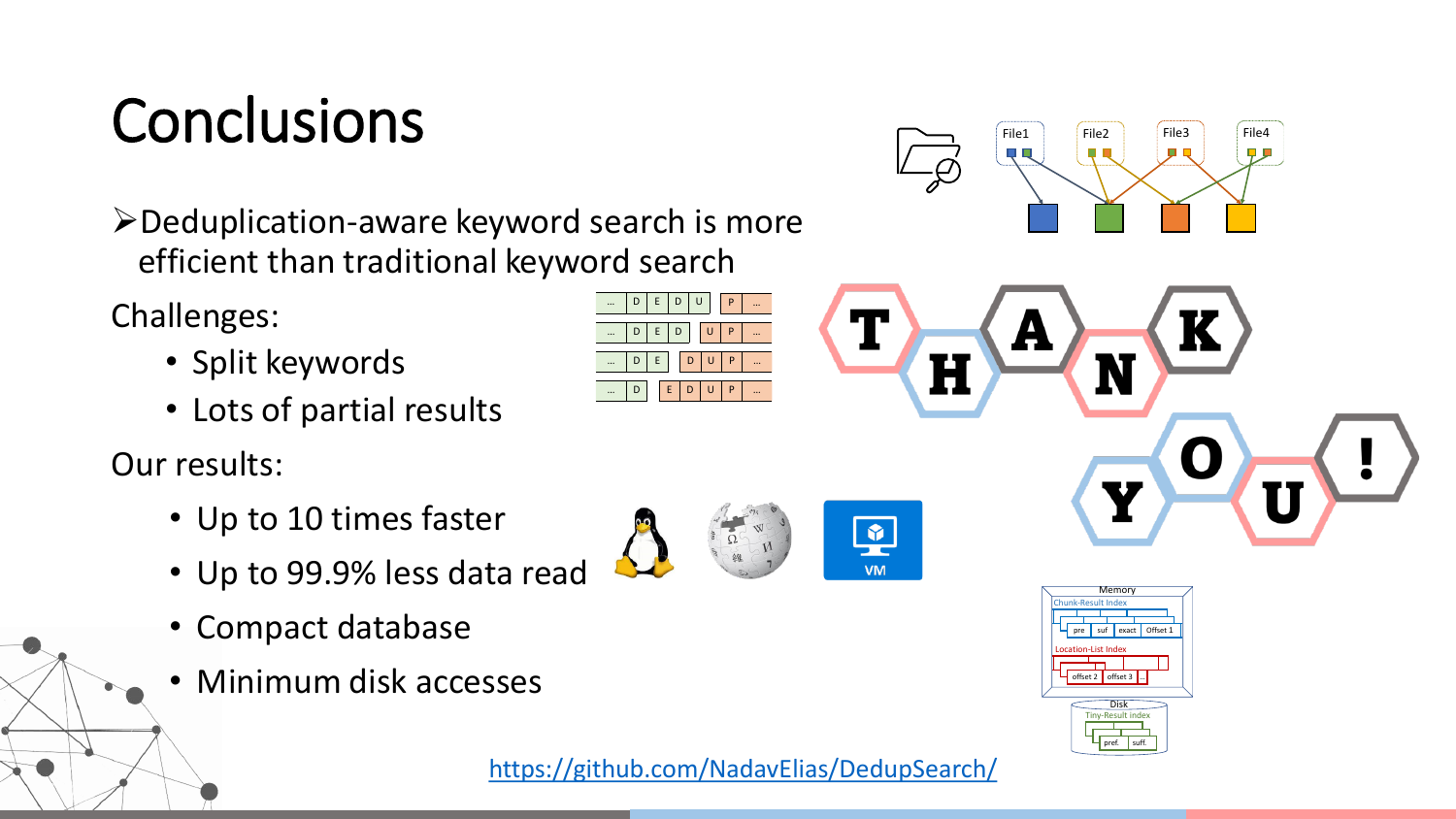# Conclusions

- Deduplication-aware keyword search is more efficient than traditional keyword search

Challenges:

- Split keywords
- Lots of partial results

Our results:

- Up to 10 times faster
- Up to 99.9% less data read
- Compact database
- Minimum disk accesses

https://github.com/NadavElias/DedupSearch/